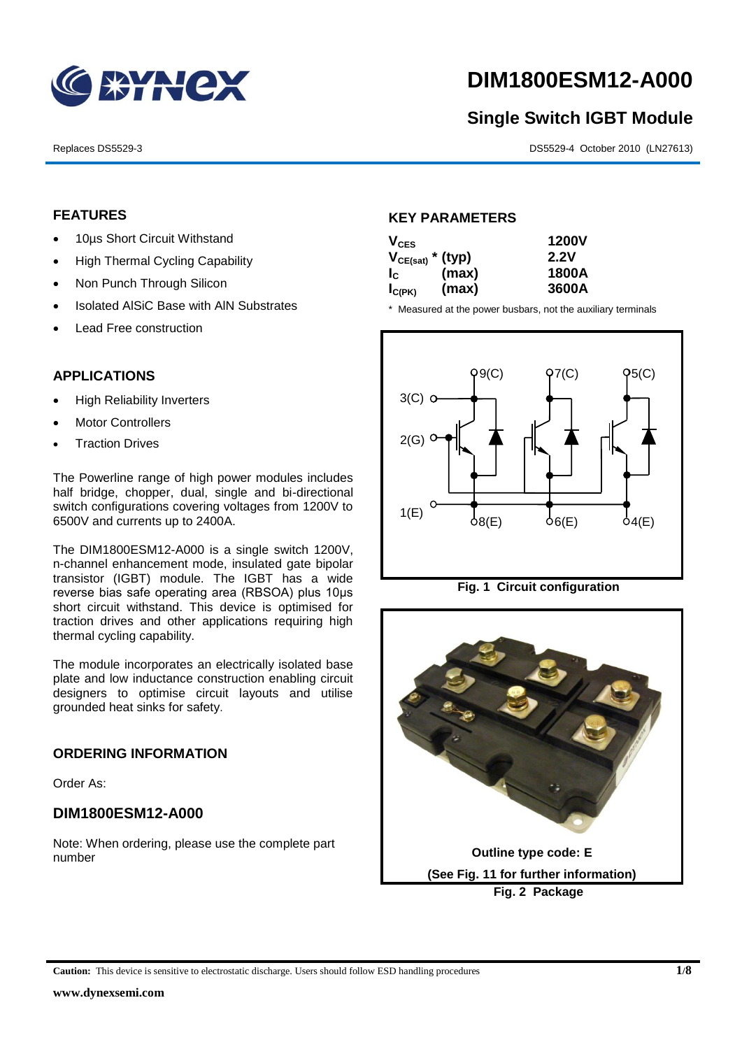# DIM1800ESM12-A000

## Single Switch IGBT Module

Replaces DS5529-3

DS5529-4 October 2010 (LN27613)

### FEATURES

- 10µs Short Circuit Withstand
- High Thermal Cycling Capability
- Non Punch Through Silicon
- Isolated AlSiC Base with AlN Substrates
- Lead Free construction

### APPLICATIONS

- High Reliability Inverters
- Motor Controllers
- Traction Drives

The Powerline range of high power modules includes half bridge, chopper, dual, single and bi-directional switch configurations covering voltages from 1200V to 6500V and currents up to 2400A.

The DIM1800ESM12-A000 is a single switch 1200V, n-channel enhancement mode, insulated gate bipolar transistor (IGBT) module. The IGBT has a wide reverse bias safe operating area (RBSOA) plus 10µs short circuit withstand. This device is optimised for traction drives and other applications requiring high thermal cycling capability.

The module incorporates an electrically isolated base plate and low inductance construction enabling circuit designers to optimise circuit layouts and utilise grounded heat sinks for safety.

### ORDERING INFORMATION

Order As:

### DIM1800ESM12-A000

Note: When ordering, please use the complete part number

### KEY PARAMETERS

| Parameter | | Value |
|---|---|---|
| $V_{CES}$ | | 1200V |
| $V_{CE(sat)}$ * | (typ) | 2.2V |
| $I_C$ | (max) | 1800A |
| $I_{C(PK)}$ | (max) | 3600A |

\* Measured at the power busbars, not the auxiliary terminals

Fig. 1 Circuit configuration

Outline type code: E

(See Fig. 11 for further information)

Fig. 2 Package

**Caution:** This device is sensitive to electrostatic discharge. Users should follow ESD handling procedures

www.dynexsemi.com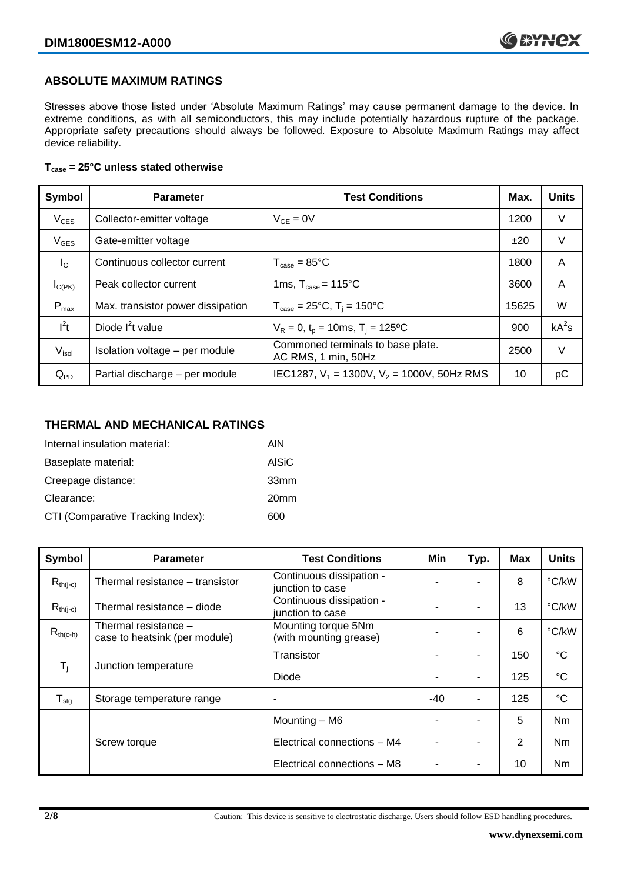## ABSOLUTE MAXIMUM RATINGS

Stresses above those listed under 'Absolute Maximum Ratings' may cause permanent damage to the device. In extreme conditions, as with all semiconductors, this may include potentially hazardous rupture of the package. Appropriate safety precautions should always be followed. Exposure to Absolute Maximum Ratings may affect device reliability.

**$T_{case}$ = 25°C unless stated otherwise**

| Symbol | Parameter | Test Conditions | Max. | Units |
|---|---|---|---|---|
| $V_{CES}$ | Collector-emitter voltage | $V_{GE}$ = 0V | 1200 | V |
| $V_{GES}$ | Gate-emitter voltage | | ±20 | V |
| $I_C$ | Continuous collector current | $T_{case}$ = 85°C | 1800 | A |
| $I_{C(PK)}$ | Peak collector current | 1ms, $T_{case}$ = 115°C | 3600 | A |
| $P_{max}$ | Max. transistor power dissipation | $T_{case}$ = 25°C, $T_j$ = 150°C | 15625 | W |
| $I^2t$ | Diode $I^2t$ value | $V_R$ = 0, $t_p$ = 10ms, $T_j$ = 125ºC | 900 | $kA^2s$ |
| $V_{isol}$ | Isolation voltage – per module | Commoned terminals to base plate. AC RMS, 1 min, 50Hz | 2500 | V |
| $Q_{PD}$ | Partial discharge – per module | IEC1287, $V_1$ = 1300V, $V_2$ = 1000V, 50Hz RMS | 10 | pC |

## THERMAL AND MECHANICAL RATINGS

Internal insulation material: AlN

Baseplate material: AlSiC

Creepage distance: 33mm

Clearance: 20mm

CTI (Comparative Tracking Index): 600

| Symbol | Parameter | Test Conditions | Min | Typ. | Max | Units |
|---|---|---|---|---|---|---|
| $R_{th(j-c)}$ | Thermal resistance – transistor | Continuous dissipation - junction to case | - | - | 8 | °C/kW |
| $R_{th(j-c)}$ | Thermal resistance – diode | Continuous dissipation - junction to case | - | - | 13 | °C/kW |
| $R_{th(c-h)}$ | Thermal resistance – case to heatsink (per module) | Mounting torque 5Nm (with mounting grease) | - | - | 6 | °C/kW |
| $T_j$ | Junction temperature | Transistor | - | - | 150 | °C |
| | | Diode | - | - | 125 | °C |
| $T_{stg}$ | Storage temperature range | - | -40 | - | 125 | °C |
| | Screw torque | Mounting – M6 | - | - | 5 | Nm |
| | | Electrical connections – M4 | - | - | 2 | Nm |
| | | Electrical connections – M8 | - | - | 10 | Nm |

Caution: This device is sensitive to electrostatic discharge. Users should follow ESD handling procedures.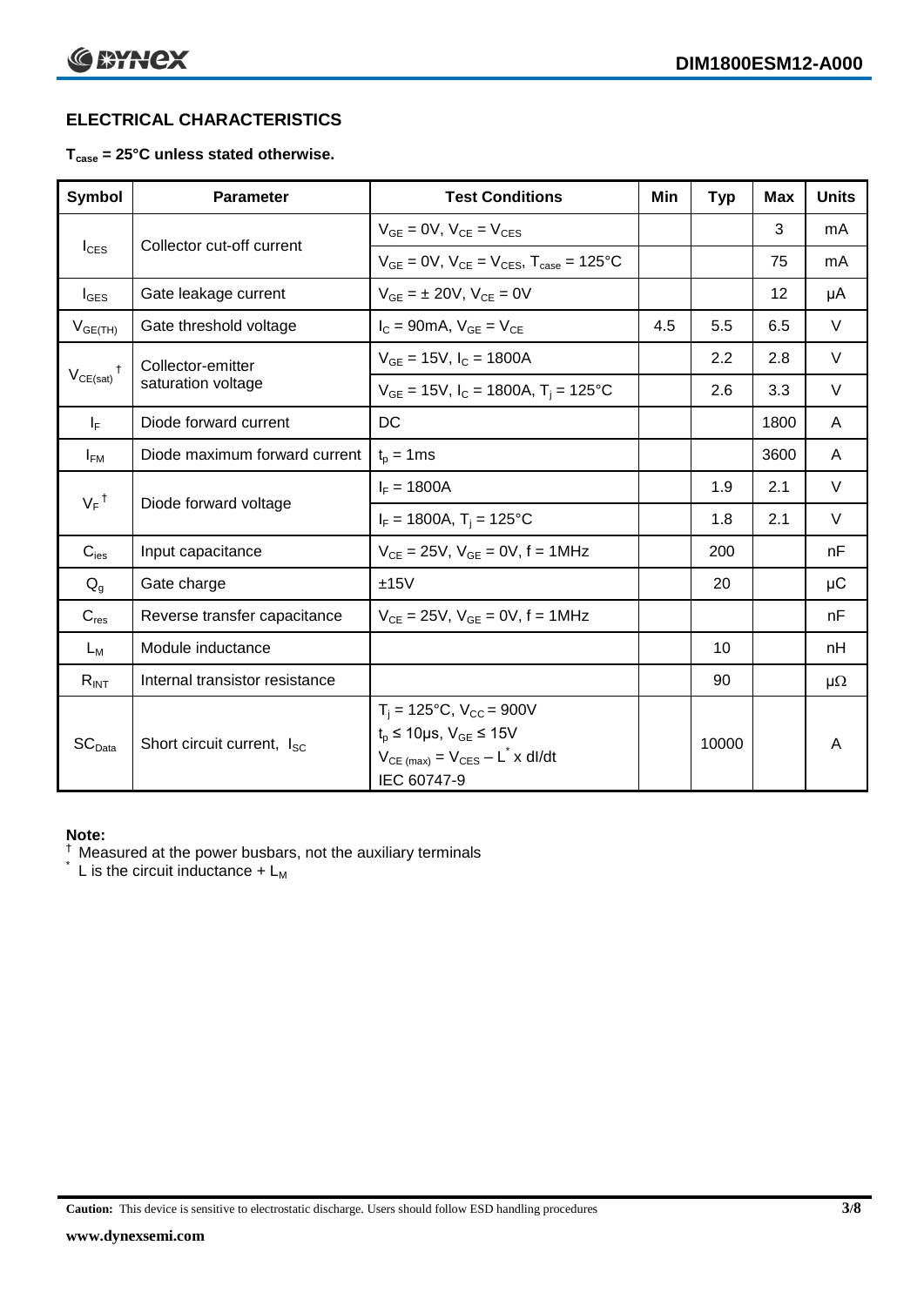## ELECTRICAL CHARACTERISTICS

**$T_{case}$ = 25°C unless stated otherwise.**

| Symbol | Parameter | Test Conditions | Min | Typ | Max | Units |
|---|---|---|---|---|---|---|
| $I_{CES}$ | Collector cut-off current | $V_{GE}$ = 0V, $V_{CE}$ = $V_{CES}$ | | | 3 | mA |
| | | $V_{GE}$ = 0V, $V_{CE}$ = $V_{CES}$, $T_{case}$ = 125°C | | | 75 | mA |
| $I_{GES}$ | Gate leakage current | $V_{GE}$ = ± 20V, $V_{CE}$ = 0V | | | 12 | μA |
| $V_{GE(TH)}$ | Gate threshold voltage | $I_C$ = 90mA, $V_{GE}$ = $V_{CE}$ | 4.5 | 5.5 | 6.5 | V |
| $V_{CE(sat)}$ † | Collector-emitter saturation voltage | $V_{GE}$ = 15V, $I_C$ = 1800A | | 2.2 | 2.8 | V |
| | | $V_{GE}$ = 15V, $I_C$ = 1800A, $T_j$ = 125°C | | 2.6 | 3.3 | V |
| $I_F$ | Diode forward current | DC | | | 1800 | A |
| $I_{FM}$ | Diode maximum forward current | $t_p$ = 1ms | | | 3600 | A |
| $V_F$ † | Diode forward voltage | $I_F$ = 1800A | | 1.9 | 2.1 | V |
| | | $I_F$ = 1800A, $T_j$ = 125°C | | 1.8 | 2.1 | V |
| $C_{ies}$ | Input capacitance | $V_{CE}$ = 25V, $V_{GE}$ = 0V, f = 1MHz | | 200 | | nF |
| $Q_g$ | Gate charge | ±15V | | 20 | | μC |
| $C_{res}$ | Reverse transfer capacitance | $V_{CE}$ = 25V, $V_{GE}$ = 0V, f = 1MHz | | | | nF |
| $L_M$ | Module inductance | | | 10 | | nH |
| $R_{INT}$ | Internal transistor resistance | | | 90 | | μΩ |
| $SC_{Data}$ | Short circuit current, $I_{SC}$ | $T_j$ = 125°C, $V_{CC}$ = 900V<br>$t_p$ ≤ 10μs, $V_{GE}$ ≤ 15V<br>$V_{CE\ (max)}$ = $V_{CES}$ – $L^*$ x dI/dt<br>IEC 60747-9 | | 10000 | | A |

**Note:**

† Measured at the power busbars, not the auxiliary terminals

\* L is the circuit inductance + $L_M$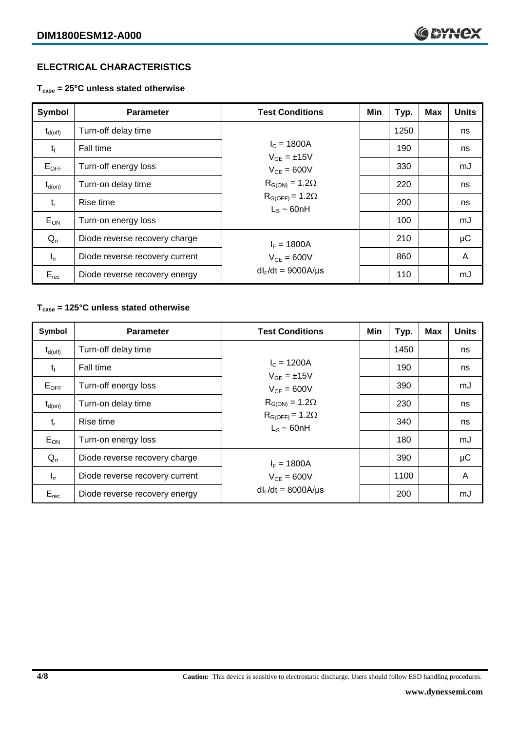## ELECTRICAL CHARACTERISTICS

**$T_{case}$ = 25°C unless stated otherwise**

| Symbol | Parameter | Test Conditions | Min | Typ. | Max | Units |
|---|---|---|---|---|---|---|
| $t_{d(off)}$ | Turn-off delay time | $I_C$ = 1800A<br>$V_{GE}$ = ±15V<br>$V_{CE}$ = 600V<br>$R_{G(ON)}$ = 1.2Ω<br>$R_{G(OFF)}$ = 1.2Ω<br>$L_S$ ~ 60nH | | 1250 | | ns |
| $t_f$ | Fall time | | | 190 | | ns |
| $E_{OFF}$ | Turn-off energy loss | | | 330 | | mJ |
| $t_{d(on)}$ | Turn-on delay time | | | 220 | | ns |
| $t_r$ | Rise time | | | 200 | | ns |
| $E_{ON}$ | Turn-on energy loss | | | 100 | | mJ |
| $Q_{rr}$ | Diode reverse recovery charge | $I_F$ = 1800A<br>$V_{CE}$ = 600V<br>$dI_F/dt$ = 9000A/μs | | 210 | | μC |
| $I_{rr}$ | Diode reverse recovery current | | | 860 | | A |
| $E_{rec}$ | Diode reverse recovery energy | | | 110 | | mJ |

**$T_{case}$ = 125°C unless stated otherwise**

| Symbol | Parameter | Test Conditions | Min | Typ. | Max | Units |
|---|---|---|---|---|---|---|
| $t_{d(off)}$ | Turn-off delay time | $I_C$ = 1200A<br>$V_{GE}$ = ±15V<br>$V_{CE}$ = 600V<br>$R_{G(ON)}$ = 1.2Ω<br>$R_{G(OFF)}$ = 1.2Ω<br>$L_S$ ~ 60nH | | 1450 | | ns |
| $t_f$ | Fall time | | | 190 | | ns |
| $E_{OFF}$ | Turn-off energy loss | | | 390 | | mJ |
| $t_{d(on)}$ | Turn-on delay time | | | 230 | | ns |
| $t_r$ | Rise time | | | 340 | | ns |
| $E_{ON}$ | Turn-on energy loss | | | 180 | | mJ |
| $Q_{rr}$ | Diode reverse recovery charge | $I_F$ = 1800A<br>$V_{CE}$ = 600V<br>$dI_F/dt$ = 8000A/μs | | 390 | | μC |
| $I_{rr}$ | Diode reverse recovery current | | | 1100 | | A |
| $E_{rec}$ | Diode reverse recovery energy | | | 200 | | mJ |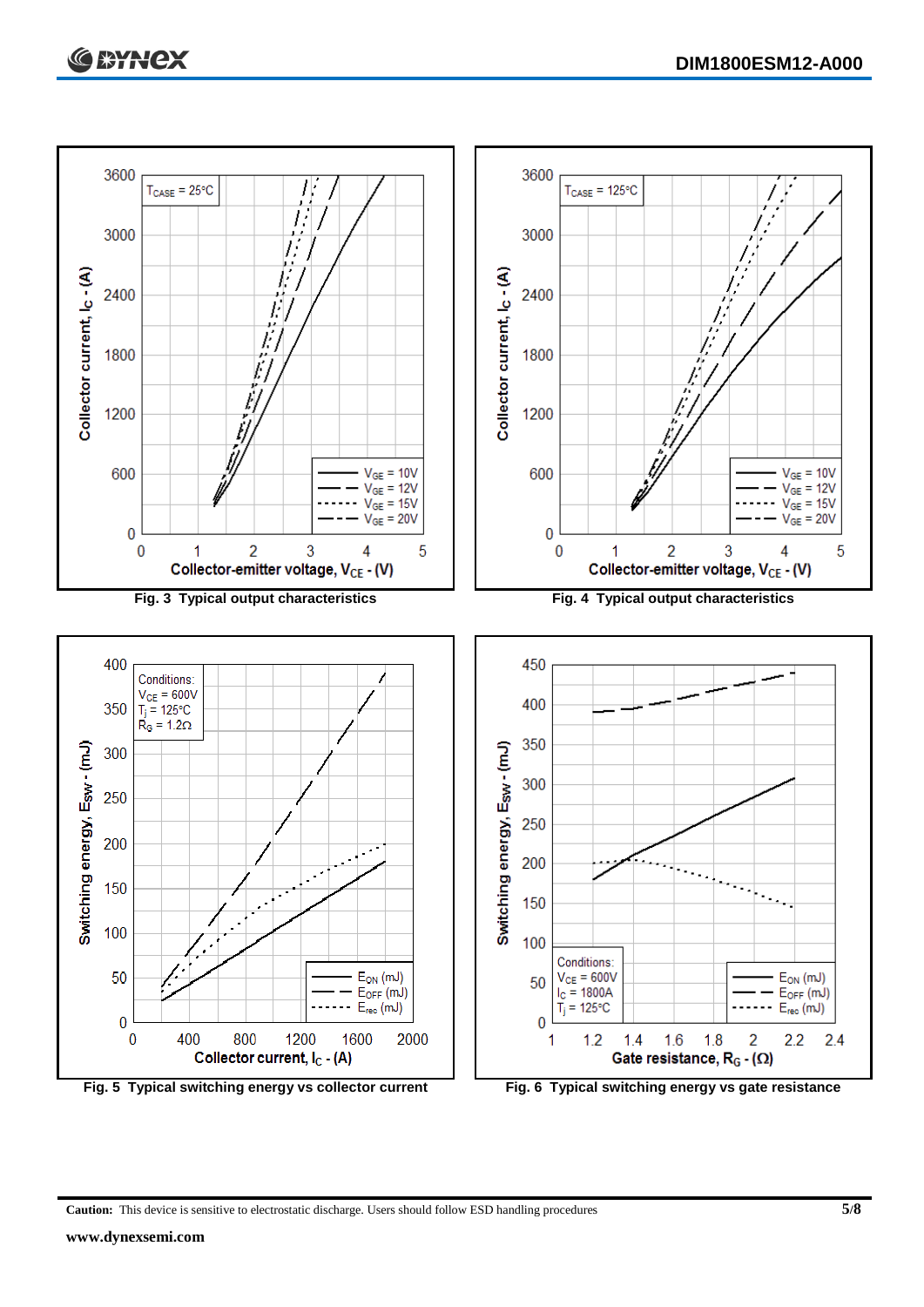Fig. 3 Typical output characteristics

Fig. 4 Typical output characteristics

Fig. 5 Typical switching energy vs collector current

Fig. 6 Typical switching energy vs gate resistance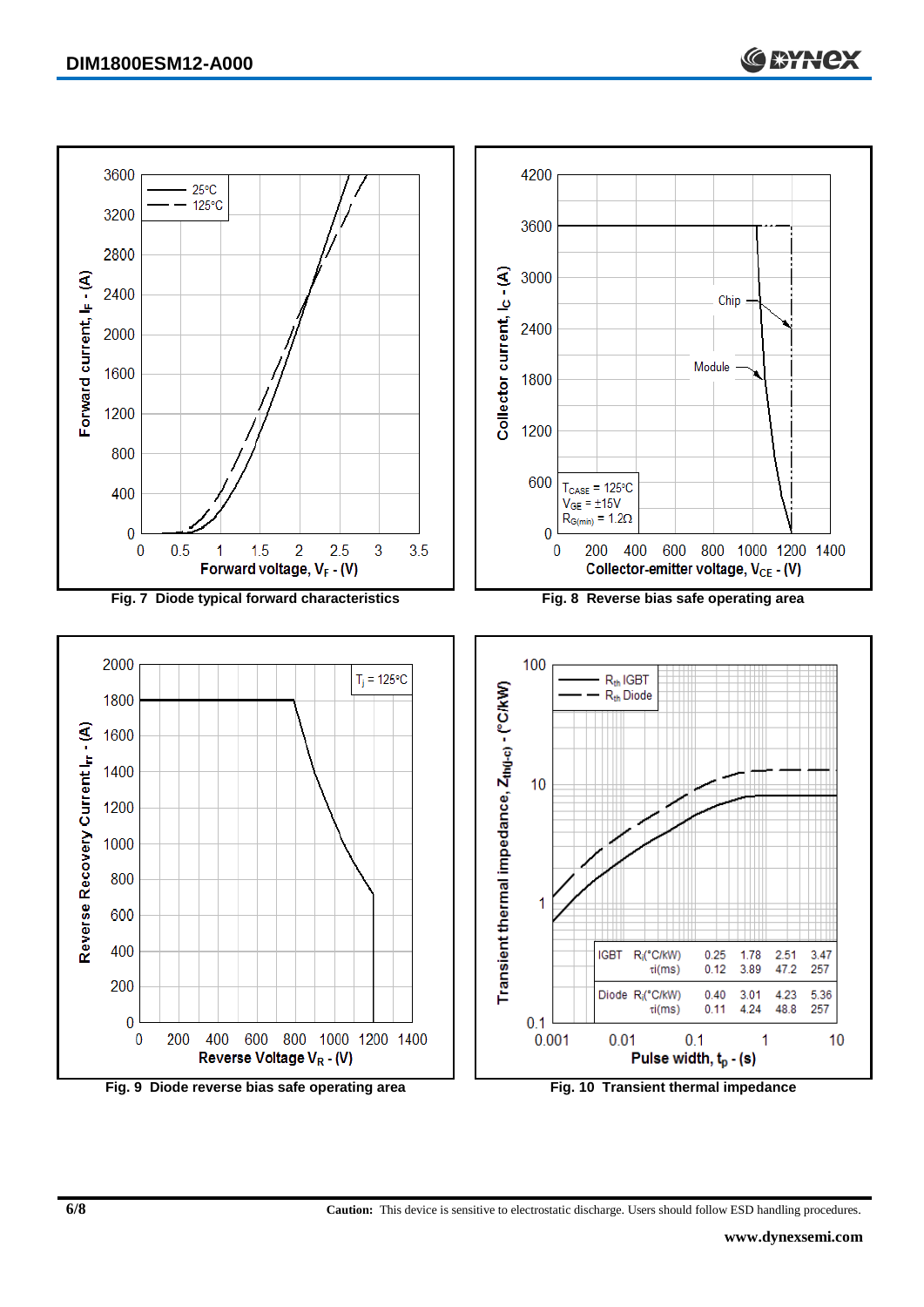Fig. 7 Diode typical forward characteristics

Fig. 8 Reverse bias safe operating area

Fig. 9 Diode reverse bias safe operating area

Fig. 10 Transient thermal impedance

| | | | | | |
|---|---|---|---|---|---|
| IGBT | $R_i$(°C/kW) | 0.25 | 1.78 | 2.51 | 3.47 |
| | $\tau_i$(ms) | 0.12 | 3.89 | 47.2 | 257 |
| Diode | $R_i$(°C/kW) | 0.40 | 3.01 | 4.23 | 5.36 |
| | $\tau_i$(ms) | 0.11 | 4.24 | 48.8 | 257 |

**Caution:** This device is sensitive to electrostatic discharge. Users should follow ESD handling procedures.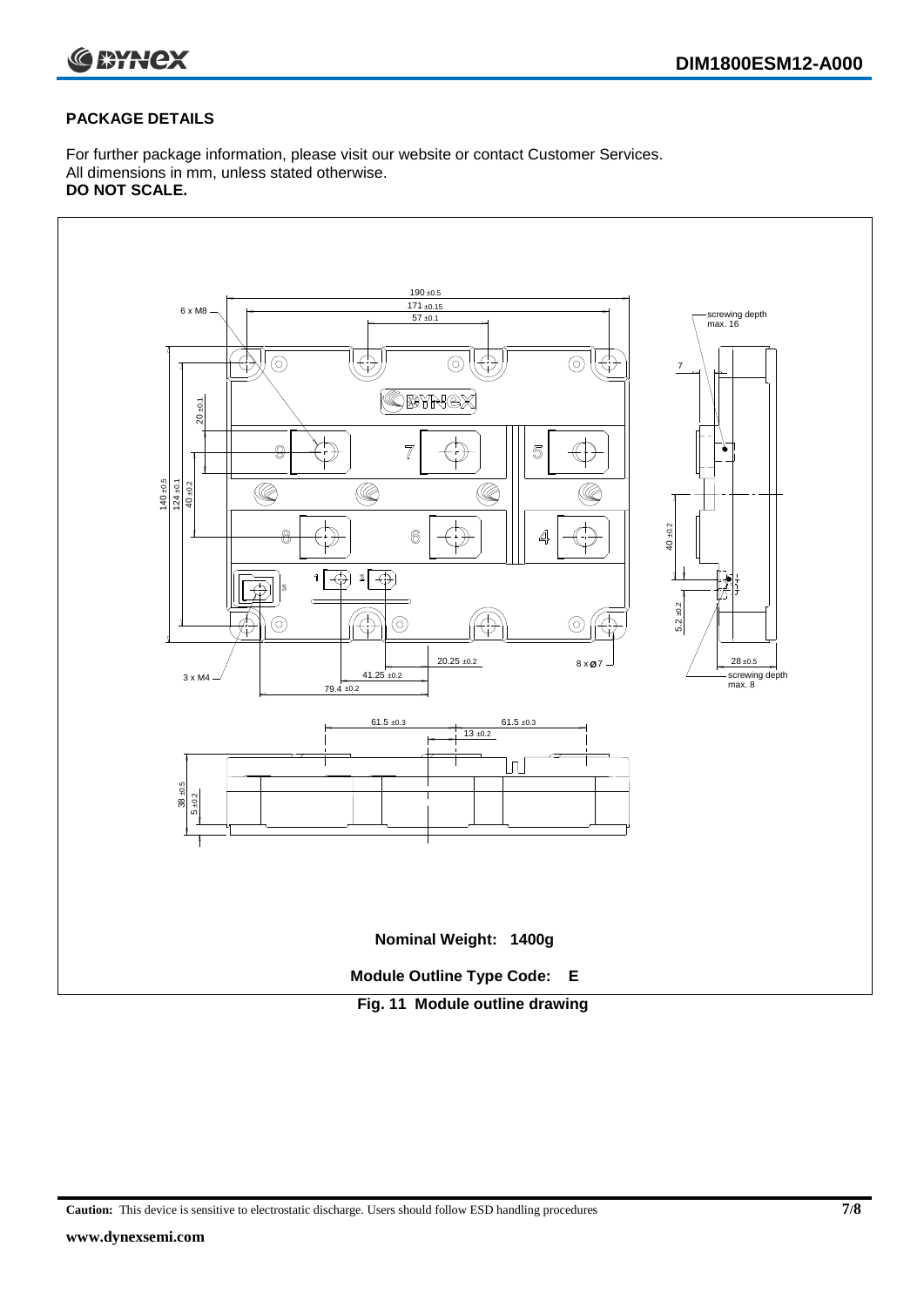## PACKAGE DETAILS

For further package information, please visit our website or contact Customer Services.
All dimensions in mm, unless stated otherwise.
**DO NOT SCALE.**

**Nominal Weight: 1400g**

**Module Outline Type Code: E**

**Fig. 11 Module outline drawing**

**Caution:** This device is sensitive to electrostatic discharge. Users should follow ESD handling procedures

**www.dynexsemi.com**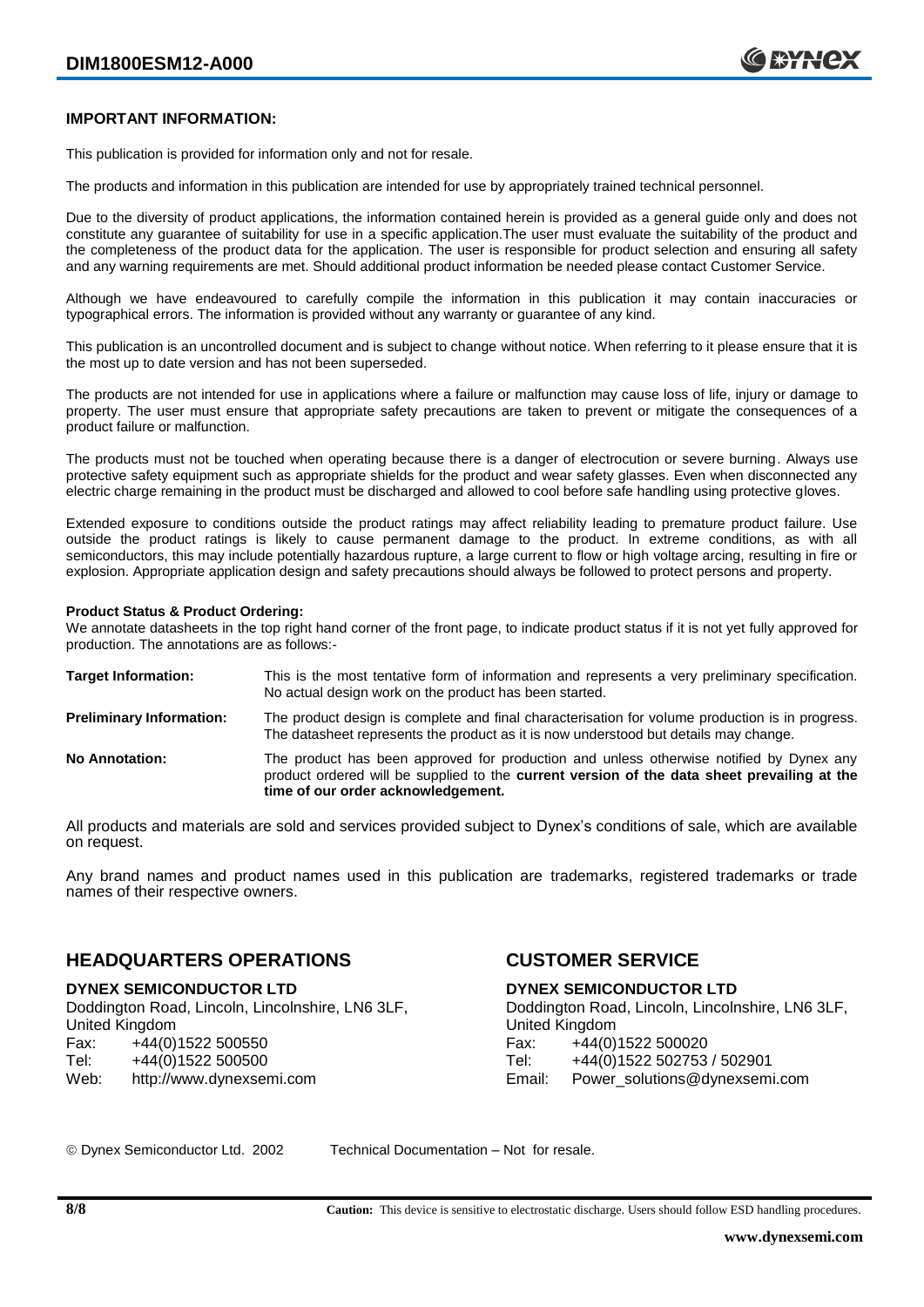**IMPORTANT INFORMATION:**

This publication is provided for information only and not for resale.

The products and information in this publication are intended for use by appropriately trained technical personnel.

Due to the diversity of product applications, the information contained herein is provided as a general guide only and does not constitute any guarantee of suitability for use in a specific application.The user must evaluate the suitability of the product and the completeness of the product data for the application. The user is responsible for product selection and ensuring all safety and any warning requirements are met. Should additional product information be needed please contact Customer Service.

Although we have endeavoured to carefully compile the information in this publication it may contain inaccuracies or typographical errors. The information is provided without any warranty or guarantee of any kind.

This publication is an uncontrolled document and is subject to change without notice. When referring to it please ensure that it is the most up to date version and has not been superseded.

The products are not intended for use in applications where a failure or malfunction may cause loss of life, injury or damage to property. The user must ensure that appropriate safety precautions are taken to prevent or mitigate the consequences of a product failure or malfunction.

The products must not be touched when operating because there is a danger of electrocution or severe burning. Always use protective safety equipment such as appropriate shields for the product and wear safety glasses. Even when disconnected any electric charge remaining in the product must be discharged and allowed to cool before safe handling using protective gloves.

Extended exposure to conditions outside the product ratings may affect reliability leading to premature product failure. Use outside the product ratings is likely to cause permanent damage to the product. In extreme conditions, as with all semiconductors, this may include potentially hazardous rupture, a large current to flow or high voltage arcing, resulting in fire or explosion. Appropriate application design and safety precautions should always be followed to protect persons and property.

**Product Status & Product Ordering:**
We annotate datasheets in the top right hand corner of the front page, to indicate product status if it is not yet fully approved for production. The annotations are as follows:-

**Target Information:** This is the most tentative form of information and represents a very preliminary specification. No actual design work on the product has been started.

**Preliminary Information:** The product design is complete and final characterisation for volume production is in progress. The datasheet represents the product as it is now understood but details may change.

**No Annotation:** The product has been approved for production and unless otherwise notified by Dynex any product ordered will be supplied to the **current version of the data sheet prevailing at the time of our order acknowledgement.**

All products and materials are sold and services provided subject to Dynex's conditions of sale, which are available on request.

Any brand names and product names used in this publication are trademarks, registered trademarks or trade names of their respective owners.

## HEADQUARTERS OPERATIONS

**DYNEX SEMICONDUCTOR LTD**
Doddington Road, Lincoln, Lincolnshire, LN6 3LF,
United Kingdom
Fax: +44(0)1522 500550
Tel: +44(0)1522 500500
Web: http://www.dynexsemi.com

## CUSTOMER SERVICE

**DYNEX SEMICONDUCTOR LTD**
Doddington Road, Lincoln, Lincolnshire, LN6 3LF,
United Kingdom
Fax: +44(0)1522 500020
Tel: +44(0)1522 502753 / 502901
Email: Power_solutions@dynexsemi.com

© Dynex Semiconductor Ltd. 2002 Technical Documentation – Not for resale.

**Caution:** This device is sensitive to electrostatic discharge. Users should follow ESD handling procedures.